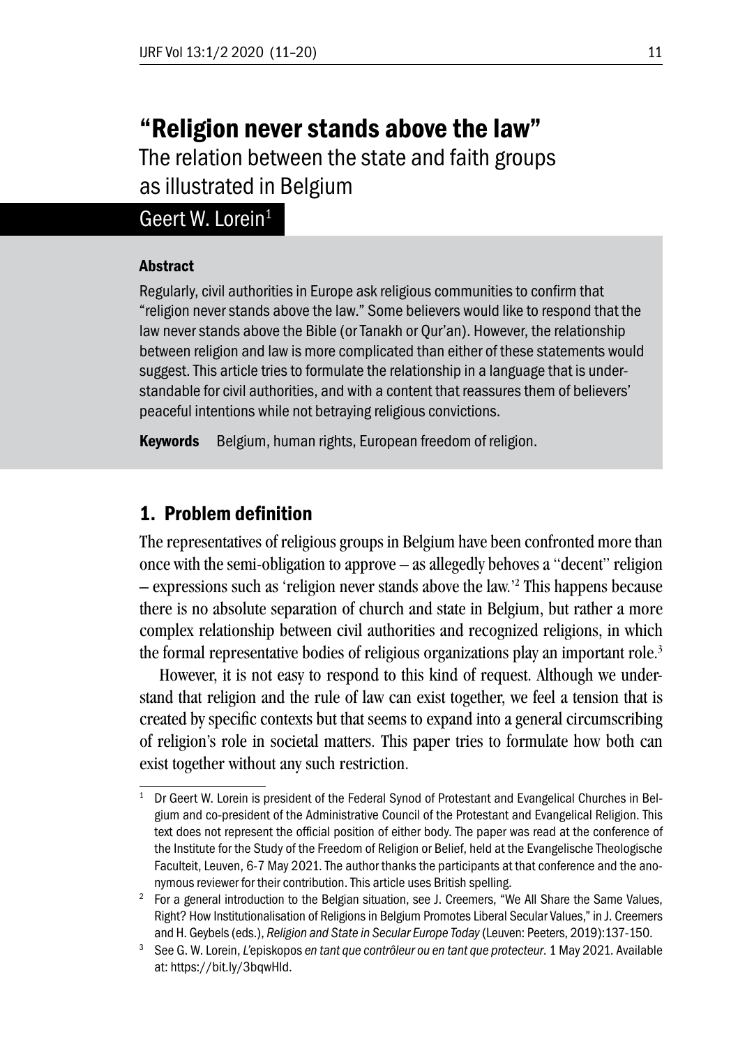# "Religion never stands above the law"

## The relation between the state and faith groups as illustrated in Belgium

Geert W. Lorein[1]

### Abstract

Regularly, civil authorities in Europe ask religious communities to confirm that "religion never stands above the law." Some believers would like to respond that the law never stands above the Bible (or Tanakh or Qur'an). However, the relationship between religion and law is more complicated than either of these statements would suggest. This article tries to formulate the relationship in a language that is understandable for civil authorities, and with a content that reassures them of believers' peaceful intentions while not betraying religious convictions.

**Keywords** Belgium, human rights, European freedom of religion.

## 1. Problem definition

The representatives of religious groups in Belgium have been confronted more than once with the semi-obligation to approve – as allegedly behoves a "decent" religion – expressions such as 'religion never stands above the law.'[2] This happens because there is no absolute separation of church and state in Belgium, but rather a more complex relationship between civil authorities and recognized religions, in which the formal representative bodies of religious organizations play an important role.[3]

However, it is not easy to respond to this kind of request. Although we understand that religion and the rule of law can exist together, we feel a tension that is created by specific contexts but that seems to expand into a general circumscribing of religion's role in societal matters. This paper tries to formulate how both can exist together without any such restriction.

---

[1] Dr Geert W. Lorein is president of the Federal Synod of Protestant and Evangelical Churches in Belgium and co-president of the Administrative Council of the Protestant and Evangelical Religion. This text does not represent the official position of either body. The paper was read at the conference of the Institute for the Study of the Freedom of Religion or Belief, held at the Evangelische Theologische Faculteit, Leuven, 6-7 May 2021. The author thanks the participants at that conference and the anonymous reviewer for their contribution. This article uses British spelling.

[2] For a general introduction to the Belgian situation, see J. Creemers, "We All Share the Same Values, Right? How Institutionalisation of Religions in Belgium Promotes Liberal Secular Values," in J. Creemers and H. Geybels (eds.), *Religion and State in Secular Europe Today* (Leuven: Peeters, 2019):137-150.

[3] See G. W. Lorein, *L'episkopos en tant que contrôleur ou en tant que protecteur*. 1 May 2021. Available at: https://bit.ly/3bqwHld.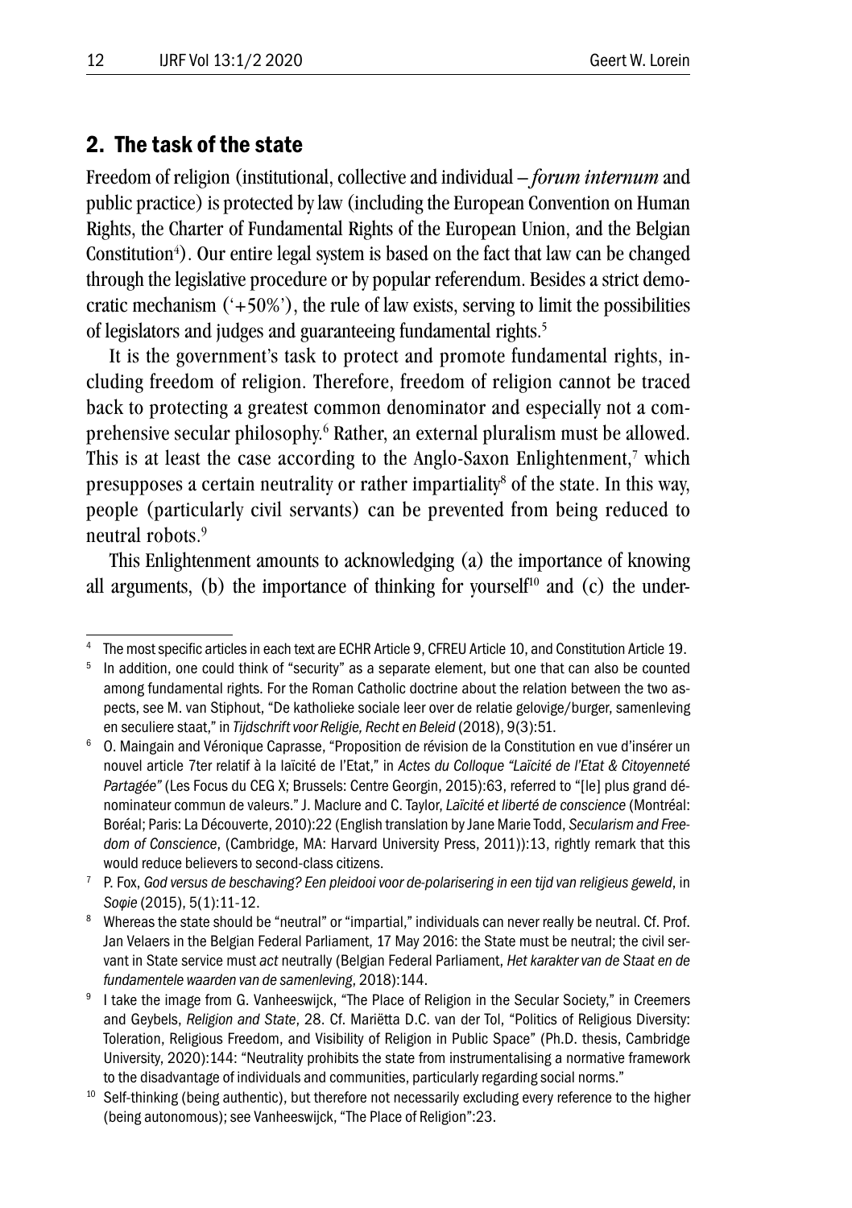## 2. The task of the state

Freedom of religion (institutional, collective and individual – *forum internum* and public practice) is protected by law (including the European Convention on Human Rights, the Charter of Fundamental Rights of the European Union, and the Belgian Constitution[4]). Our entire legal system is based on the fact that law can be changed through the legislative procedure or by popular referendum. Besides a strict democratic mechanism ('+50%'), the rule of law exists, serving to limit the possibilities of legislators and judges and guaranteeing fundamental rights.[5]

It is the government's task to protect and promote fundamental rights, including freedom of religion. Therefore, freedom of religion cannot be traced back to protecting a greatest common denominator and especially not a comprehensive secular philosophy.[6] Rather, an external pluralism must be allowed. This is at least the case according to the Anglo-Saxon Enlightenment,[7] which presupposes a certain neutrality or rather impartiality[8] of the state. In this way, people (particularly civil servants) can be prevented from being reduced to neutral robots.[9]

This Enlightenment amounts to acknowledging (a) the importance of knowing all arguments, (b) the importance of thinking for yourself[10] and (c) the under-

---

[4] The most specific articles in each text are ECHR Article 9, CFREU Article 10, and Constitution Article 19.

[5] In addition, one could think of "security" as a separate element, but one that can also be counted among fundamental rights. For the Roman Catholic doctrine about the relation between the two aspects, see M. van Stiphout, "De katholieke sociale leer over de relatie gelovige/burger, samenleving en seculiere staat," in *Tijdschrift voor Religie, Recht en Beleid* (2018), 9(3):51.

[6] O. Maingain and Véronique Caprasse, "Proposition de révision de la Constitution en vue d'insérer un nouvel article 7ter relatif à la laïcité de l'Etat," in *Actes du Colloque "Laïcité de l'Etat & Citoyenneté Partagée"* (Les Focus du CEG X; Brussels: Centre Georgin, 2015):63, referred to "[le] plus grand dénominateur commun de valeurs." J. Maclure and C. Taylor, *Laïcité et liberté de conscience* (Montréal: Boréal; Paris: La Découverte, 2010):22 (English translation by Jane Marie Todd, *Secularism and Freedom of Conscience*, (Cambridge, MA: Harvard University Press, 2011)):13, rightly remark that this would reduce believers to second-class citizens.

[7] P. Fox, *God versus de beschaving? Een pleidooi voor de-polarisering in een tijd van religieus geweld*, in *Soφie* (2015), 5(1):11-12.

[8] Whereas the state should be "neutral" or "impartial," individuals can never really be neutral. Cf. Prof. Jan Velaers in the Belgian Federal Parliament, 17 May 2016: the State must be neutral; the civil servant in State service must *act* neutrally (Belgian Federal Parliament, *Het karakter van de Staat en de fundamentele waarden van de samenleving*, 2018):144.

[9] I take the image from G. Vanheeswijck, "The Place of Religion in the Secular Society," in Creemers and Geybels, *Religion and State*, 28. Cf. Mariëtta D.C. van der Tol, "Politics of Religious Diversity: Toleration, Religious Freedom, and Visibility of Religion in Public Space" (Ph.D. thesis, Cambridge University, 2020):144: "Neutrality prohibits the state from instrumentalising a normative framework to the disadvantage of individuals and communities, particularly regarding social norms."

[10] Self-thinking (being authentic), but therefore not necessarily excluding every reference to the higher (being autonomous); see Vanheeswijck, "The Place of Religion":23.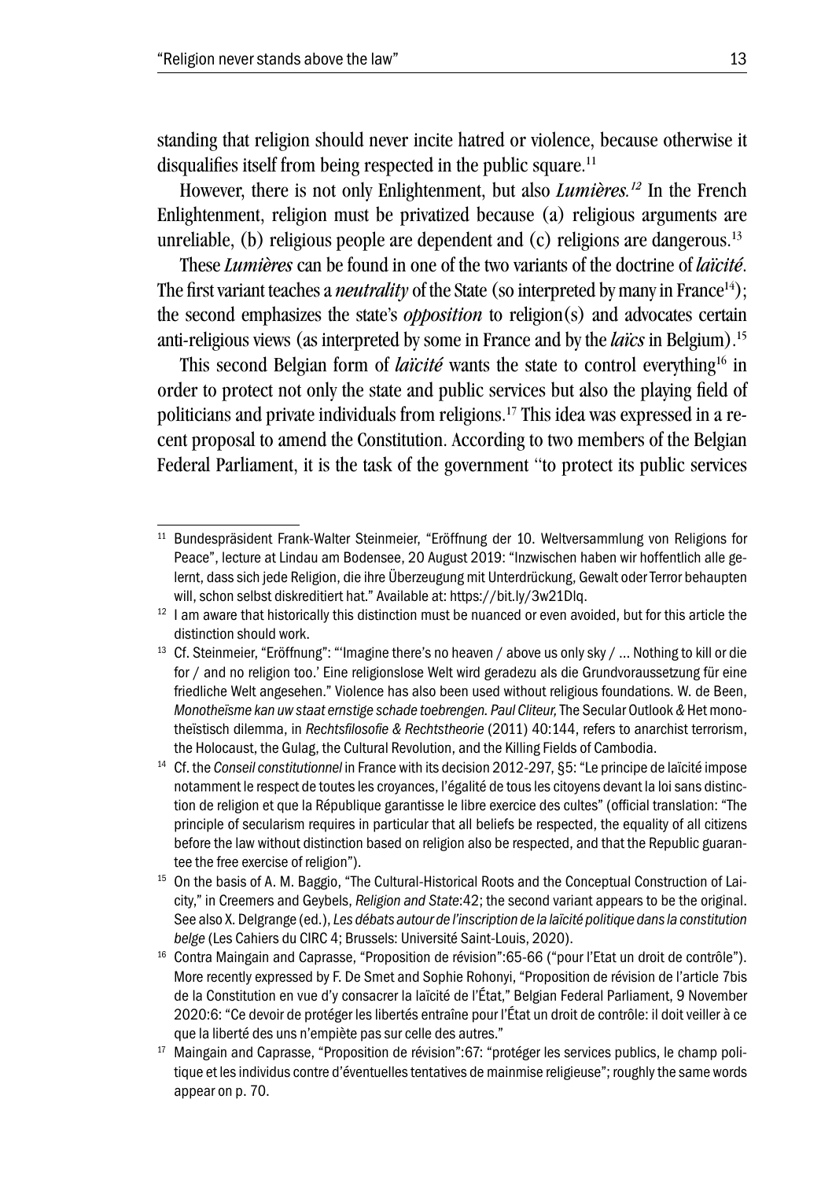standing that religion should never incite hatred or violence, because otherwise it disqualifies itself from being respected in the public square.[11]

However, there is not only Enlightenment, but also *Lumières.*[12] In the French Enlightenment, religion must be privatized because (a) religious arguments are unreliable, (b) religious people are dependent and (c) religions are dangerous.[13]

These *Lumières* can be found in one of the two variants of the doctrine of *laïcité*. The first variant teaches a ***neutrality*** of the State (so interpreted by many in France[14]); the second emphasizes the state's ***opposition*** to religion(s) and advocates certain anti-religious views (as interpreted by some in France and by the ***laïcs*** in Belgium).[15]

This second Belgian form of *laïcité* wants the state to control everything[16] in order to protect not only the state and public services but also the playing field of politicians and private individuals from religions.[17] This idea was expressed in a recent proposal to amend the Constitution. According to two members of the Belgian Federal Parliament, it is the task of the government "to protect its public services

---

[11] Bundespräsident Frank-Walter Steinmeier, "Eröffnung der 10. Weltversammlung von Religions for Peace", lecture at Lindau am Bodensee, 20 August 2019: "Inzwischen haben wir hoffentlich alle gelernt, dass sich jede Religion, die ihre Überzeugung mit Unterdrückung, Gewalt oder Terror behaupten will, schon selbst diskreditiert hat." Available at: https://bit.ly/3w21Dlq.

[12] I am aware that historically this distinction must be nuanced or even avoided, but for this article the distinction should work.

[13] Cf. Steinmeier, "Eröffnung": "'Imagine there's no heaven / above us only sky / ... Nothing to kill or die for / and no religion too.' Eine religionslose Welt wird geradezu als die Grundvoraussetzung für eine friedliche Welt angesehen." Violence has also been used without religious foundations. W. de Been, *Monotheïsme kan uw staat ernstige schade toebrengen. Paul Cliteur,* The Secular Outlook *&* Het monotheïstisch dilemma, in *Rechtsfilosofie & Rechtstheorie* (2011) 40:144, refers to anarchist terrorism, the Holocaust, the Gulag, the Cultural Revolution, and the Killing Fields of Cambodia.

[14] Cf. the *Conseil constitutionnel* in France with its decision 2012-297, §5: "Le principe de laïcité impose notamment le respect de toutes les croyances, l'égalité de tous les citoyens devant la loi sans distinction de religion et que la République garantisse le libre exercice des cultes" (official translation: "The principle of secularism requires in particular that all beliefs be respected, the equality of all citizens before the law without distinction based on religion also be respected, and that the Republic guarantee the free exercise of religion").

[15] On the basis of A. M. Baggio, "The Cultural-Historical Roots and the Conceptual Construction of Laicity," in Creemers and Geybels, *Religion and State*:42; the second variant appears to be the original. See also X. Delgrange (ed.), *Les débats autour de l'inscription de la laïcité politique dans la constitution belge* (Les Cahiers du CIRC 4; Brussels: Université Saint-Louis, 2020).

[16] Contra Maingain and Caprasse, "Proposition de révision":65-66 ("pour l'Etat un droit de contrôle"). More recently expressed by F. De Smet and Sophie Rohonyi, "Proposition de révision de l'article 7bis de la Constitution en vue d'y consacrer la laïcité de l'État," Belgian Federal Parliament, 9 November 2020:6: "Ce devoir de protéger les libertés entraîne pour l'État un droit de contrôle: il doit veiller à ce que la liberté des uns n'empiète pas sur celle des autres."

[17] Maingain and Caprasse, "Proposition de révision":67: "protéger les services publics, le champ politique et les individus contre d'éventuelles tentatives de mainmise religieuse"; roughly the same words appear on p. 70.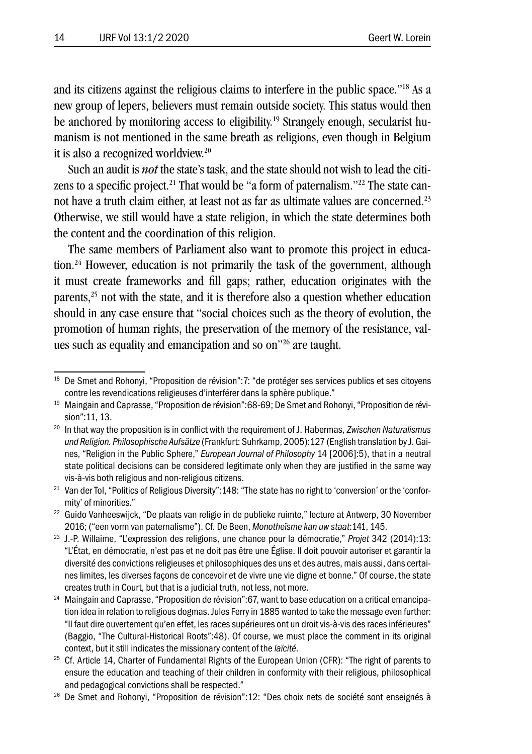and its citizens against the religious claims to interfere in the public space."[18] As a new group of lepers, believers must remain outside society. This status would then be anchored by monitoring access to eligibility.[19] Strangely enough, secularist humanism is not mentioned in the same breath as religions, even though in Belgium it is also a recognized worldview.[20]

Such an audit is *not* the state's task, and the state should not wish to lead the citizens to a specific project.[21] That would be "a form of paternalism."[22] The state cannot have a truth claim either, at least not as far as ultimate values are concerned.[23] Otherwise, we still would have a state religion, in which the state determines both the content and the coordination of this religion.

The same members of Parliament also want to promote this project in education.[24] However, education is not primarily the task of the government, although it must create frameworks and fill gaps; rather, education originates with the parents,[25] not with the state, and it is therefore also a question whether education should in any case ensure that "social choices such as the theory of evolution, the promotion of human rights, the preservation of the memory of the resistance, values such as equality and emancipation and so on"[26] are taught.

---

[18] De Smet and Rohonyi, "Proposition de révision":7: "de protéger ses services publics et ses citoyens contre les revendications religieuses d'interférer dans la sphère publique."

[19] Maingain and Caprasse, "Proposition de révision":68-69; De Smet and Rohonyi, "Proposition de révision":11, 13.

[20] In that way the proposition is in conflict with the requirement of J. Habermas, *Zwischen Naturalismus und Religion. Philosophische Aufsätze* (Frankfurt: Suhrkamp, 2005):127 (English translation by J. Gaines, "Religion in the Public Sphere," *European Journal of Philosophy* 14 [2006]:5), that in a neutral state political decisions can be considered legitimate only when they are justified in the same way vis-à-vis both religious and non-religious citizens.

[21] Van der Tol, "Politics of Religious Diversity":148: "The state has no right to 'conversion' or the 'conformity' of minorities."

[22] Guido Vanheeswijck, "De plaats van religie in de publieke ruimte," lecture at Antwerp, 30 November 2016; ("een vorm van paternalisme"). Cf. De Been, *Monotheïsme kan uw staat*:141, 145.

[23] J.-P. Willaime, "L'expression des religions, une chance pour la démocratie," *Projet* 342 (2014):13: "L'État, en démocratie, n'est pas et ne doit pas être une Église. Il doit pouvoir autoriser et garantir la diversité des convictions religieuses et philosophiques des uns et des autres, mais aussi, dans certaines limites, les diverses façons de concevoir et de vivre une vie digne et bonne." Of course, the state creates truth in Court, but that is a judicial truth, not less, not more.

[24] Maingain and Caprasse, "Proposition de révision":67, want to base education on a critical emancipation idea in relation to religious dogmas. Jules Ferry in 1885 wanted to take the message even further: "Il faut dire ouvertement qu'en effet, les races supérieures ont un droit vis-à-vis des races inférieures" (Baggio, "The Cultural-Historical Roots":48). Of course, we must place the comment in its original context, but it still indicates the missionary content of the *laïcité*.

[25] Cf. Article 14, Charter of Fundamental Rights of the European Union (CFR): "The right of parents to ensure the education and teaching of their children in conformity with their religious, philosophical and pedagogical convictions shall be respected."

[26] De Smet and Rohonyi, "Proposition de révision":12: "Des choix nets de société sont enseignés à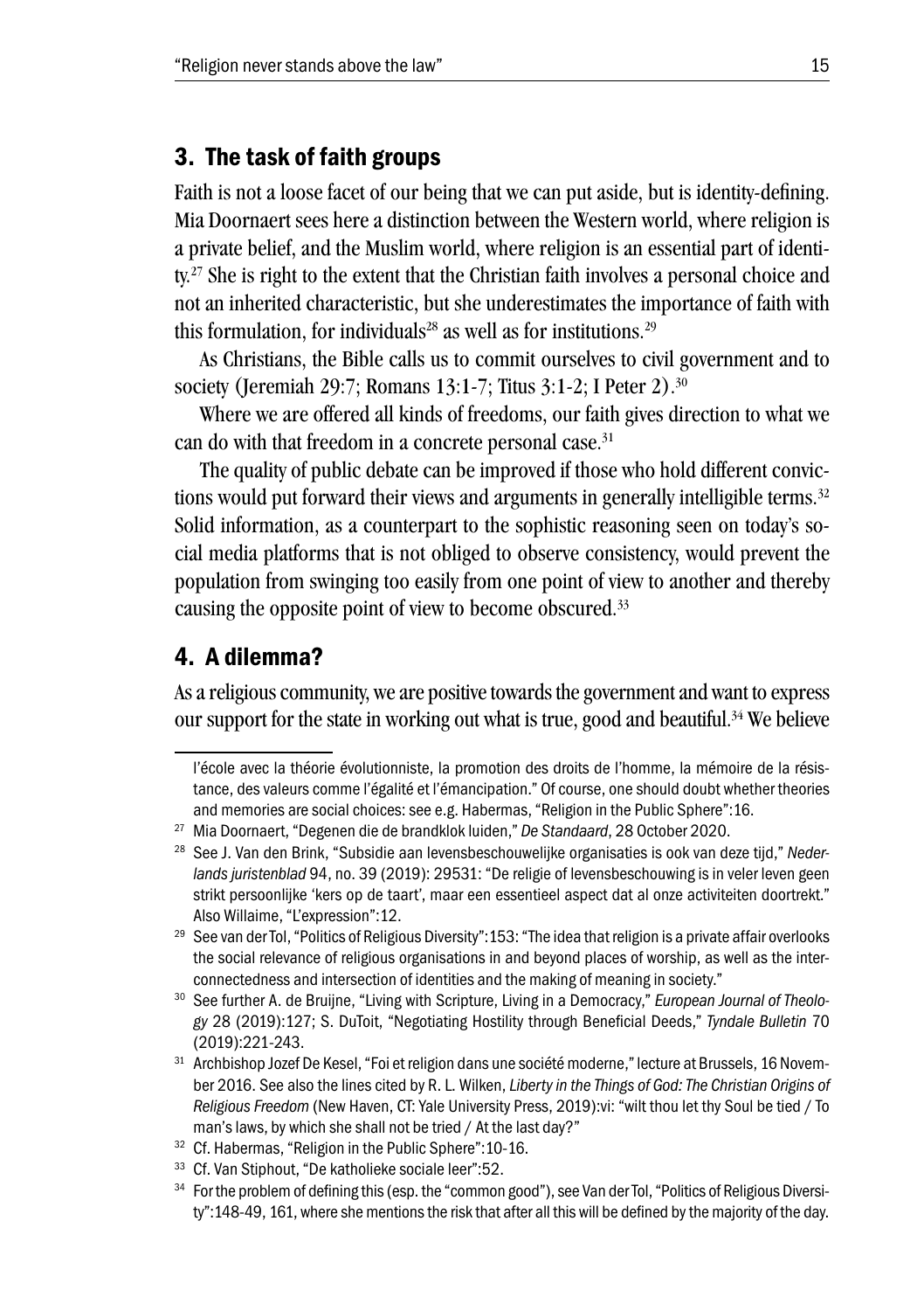## 3. The task of faith groups

Faith is not a loose facet of our being that we can put aside, but is identity-defining. Mia Doornaert sees here a distinction between the Western world, where religion is a private belief, and the Muslim world, where religion is an essential part of identity.[27] She is right to the extent that the Christian faith involves a personal choice and not an inherited characteristic, but she underestimates the importance of faith with this formulation, for individuals[28] as well as for institutions.[29]

As Christians, the Bible calls us to commit ourselves to civil government and to society (Jeremiah 29:7; Romans 13:1-7; Titus 3:1-2; I Peter 2).[30]

Where we are offered all kinds of freedoms, our faith gives direction to what we can do with that freedom in a concrete personal case.[31]

The quality of public debate can be improved if those who hold different convictions would put forward their views and arguments in generally intelligible terms.[32] Solid information, as a counterpart to the sophistic reasoning seen on today's social media platforms that is not obliged to observe consistency, would prevent the population from swinging too easily from one point of view to another and thereby causing the opposite point of view to become obscured.[33]

## 4. A dilemma?

As a religious community, we are positive towards the government and want to express our support for the state in working out what is true, good and beautiful.[34] We believe

---

l'école avec la théorie évolutionniste, la promotion des droits de l'homme, la mémoire de la résistance, des valeurs comme l'égalité et l'émancipation." Of course, one should doubt whether theories and memories are social choices: see e.g. Habermas, "Religion in the Public Sphere":16.

[27] Mia Doornaert, "Degenen die de brandklok luiden," *De Standaard*, 28 October 2020.

[28] See J. Van den Brink, "Subsidie aan levensbeschouwelijke organisaties is ook van deze tijd," *Nederlands juristenblad* 94, no. 39 (2019): 29531: "De religie of levensbeschouwing is in veler leven geen strikt persoonlijke 'kers op de taart', maar een essentieel aspect dat al onze activiteiten doortrekt." Also Willaime, "L'expression":12.

[29] See van der Tol, "Politics of Religious Diversity":153: "The idea that religion is a private affair overlooks the social relevance of religious organisations in and beyond places of worship, as well as the interconnectedness and intersection of identities and the making of meaning in society."

[30] See further A. de Bruijne, "Living with Scripture, Living in a Democracy," *European Journal of Theology* 28 (2019):127; S. DuToit, "Negotiating Hostility through Beneficial Deeds," *Tyndale Bulletin* 70 (2019):221-243.

[31] Archbishop Jozef De Kesel, "Foi et religion dans une société moderne," lecture at Brussels, 16 November 2016. See also the lines cited by R. L. Wilken, *Liberty in the Things of God: The Christian Origins of Religious Freedom* (New Haven, CT: Yale University Press, 2019):vi: "wilt thou let thy Soul be tied / To man's laws, by which she shall not be tried / At the last day?"

[32] Cf. Habermas, "Religion in the Public Sphere":10-16.

[33] Cf. Van Stiphout, "De katholieke sociale leer":52.

[34] For the problem of defining this (esp. the "common good"), see Van der Tol, "Politics of Religious Diversity":148-49, 161, where she mentions the risk that after all this will be defined by the majority of the day.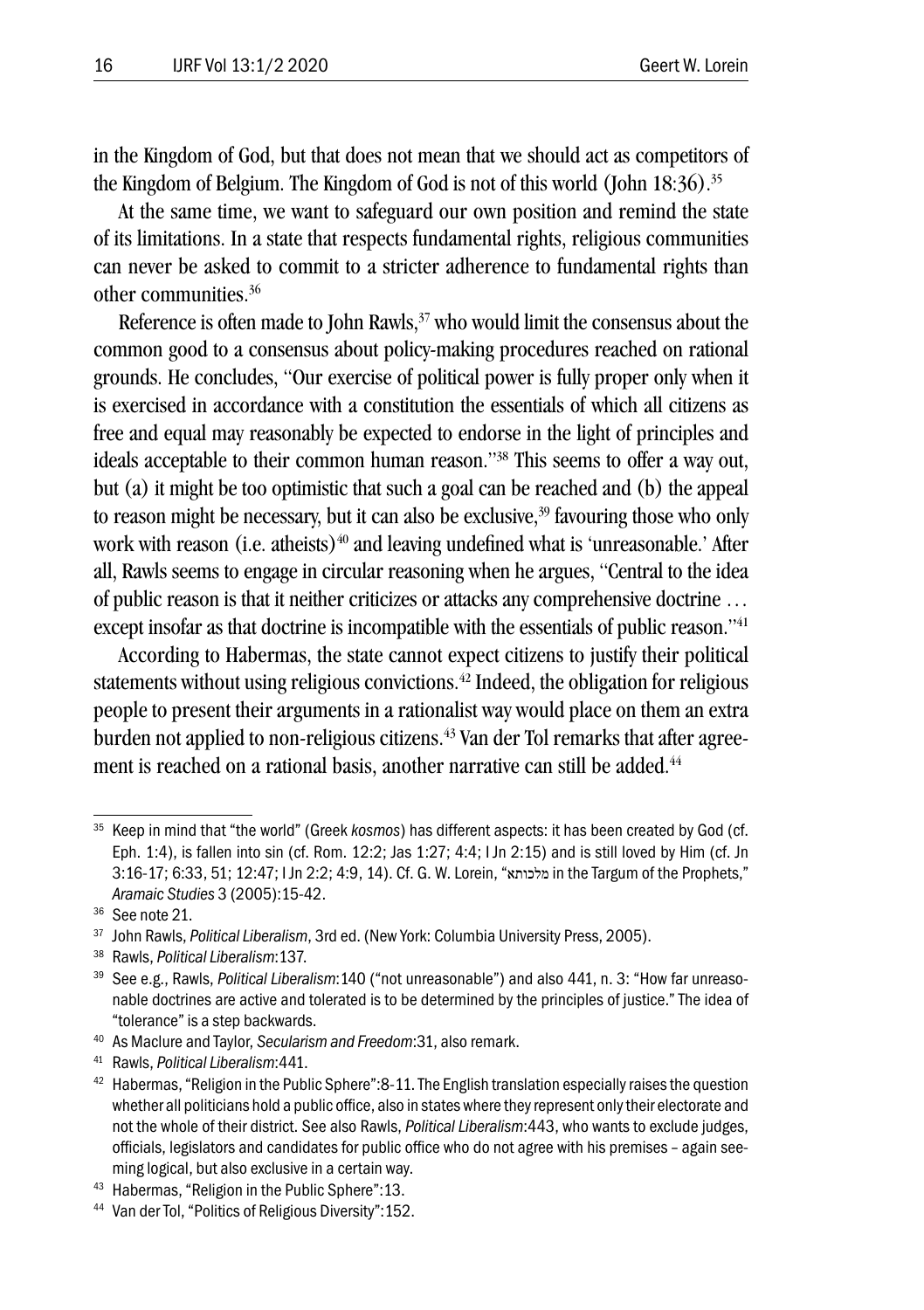in the Kingdom of God, but that does not mean that we should act as competitors of the Kingdom of Belgium. The Kingdom of God is not of this world (John 18:36).[35]

At the same time, we want to safeguard our own position and remind the state of its limitations. In a state that respects fundamental rights, religious communities can never be asked to commit to a stricter adherence to fundamental rights than other communities.[36]

Reference is often made to John Rawls,[37] who would limit the consensus about the common good to a consensus about policy-making procedures reached on rational grounds. He concludes, "Our exercise of political power is fully proper only when it is exercised in accordance with a constitution the essentials of which all citizens as free and equal may reasonably be expected to endorse in the light of principles and ideals acceptable to their common human reason."[38] This seems to offer a way out, but (a) it might be too optimistic that such a goal can be reached and (b) the appeal to reason might be necessary, but it can also be exclusive,[39] favouring those who only work with reason (i.e. atheists)[40] and leaving undefined what is 'unreasonable.' After all, Rawls seems to engage in circular reasoning when he argues, "Central to the idea of public reason is that it neither criticizes or attacks any comprehensive doctrine … except insofar as that doctrine is incompatible with the essentials of public reason."[41]

According to Habermas, the state cannot expect citizens to justify their political statements without using religious convictions.[42] Indeed, the obligation for religious people to present their arguments in a rationalist way would place on them an extra burden not applied to non-religious citizens.[43] Van der Tol remarks that after agreement is reached on a rational basis, another narrative can still be added.[44]

---

[35] Keep in mind that "the world" (Greek *kosmos*) has different aspects: it has been created by God (cf. Eph. 1:4), is fallen into sin (cf. Rom. 12:2; Jas 1:27; 4:4; I Jn 2:15) and is still loved by Him (cf. Jn 3:16-17; 6:33, 51; 12:47; I Jn 2:2; 4:9, 14). Cf. G. W. Lorein, "מלכותא in the Targum of the Prophets," *Aramaic Studies* 3 (2005):15-42.

[36] See note 21.

[37] John Rawls, *Political Liberalism*, 3rd ed. (New York: Columbia University Press, 2005).

[38] Rawls, *Political Liberalism*:137.

[39] See e.g., Rawls, *Political Liberalism*:140 ("not unreasonable") and also 441, n. 3: "How far unreasonable doctrines are active and tolerated is to be determined by the principles of justice." The idea of "tolerance" is a step backwards.

[40] As Maclure and Taylor, *Secularism and Freedom*:31, also remark.

[41] Rawls, *Political Liberalism*:441.

[42] Habermas, "Religion in the Public Sphere":8-11. The English translation especially raises the question whether all politicians hold a public office, also in states where they represent only their electorate and not the whole of their district. See also Rawls, *Political Liberalism*:443, who wants to exclude judges, officials, legislators and candidates for public office who do not agree with his premises – again seeming logical, but also exclusive in a certain way.

[43] Habermas, "Religion in the Public Sphere":13.

[44] Van der Tol, "Politics of Religious Diversity":152.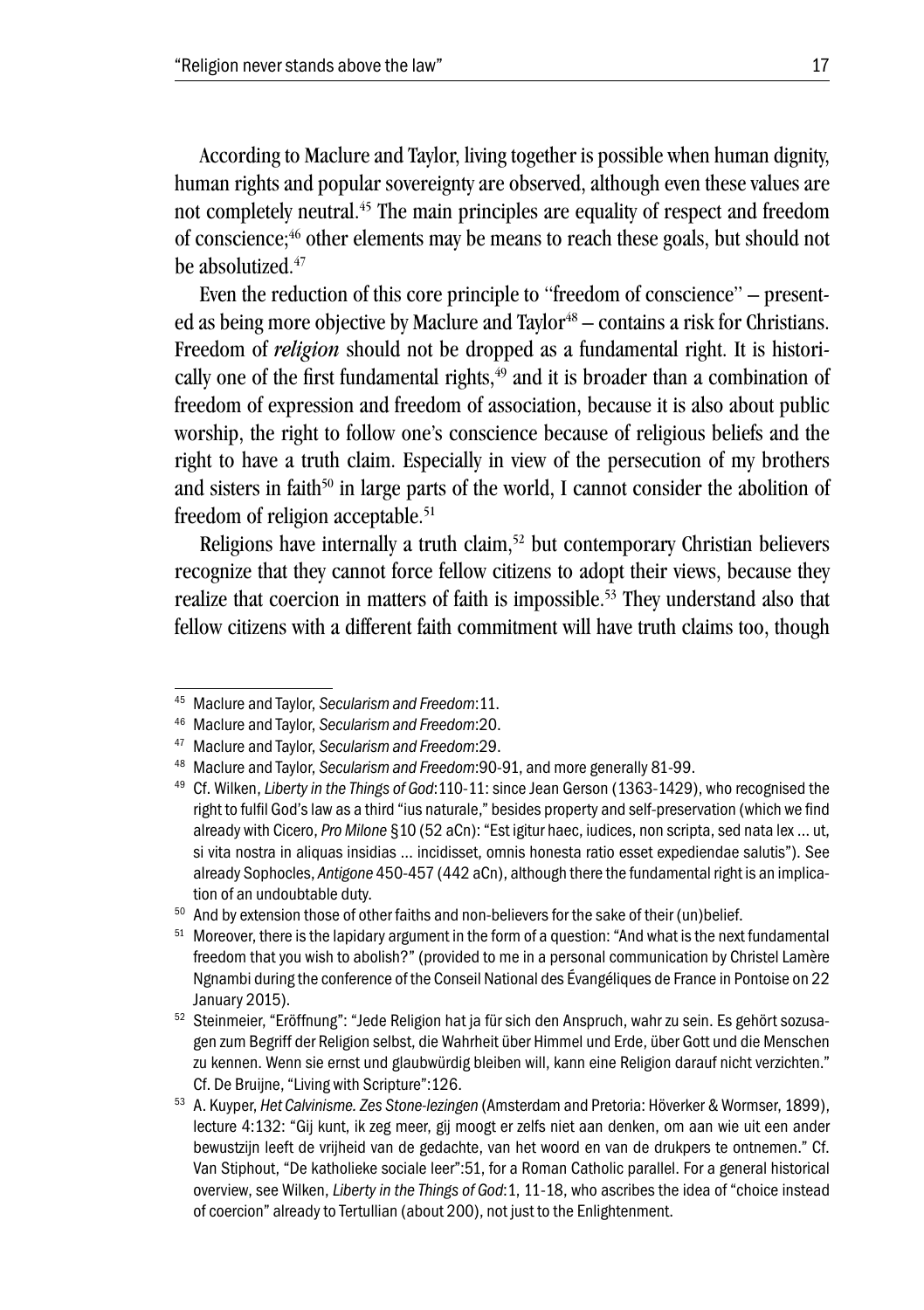According to Maclure and Taylor, living together is possible when human dignity, human rights and popular sovereignty are observed, although even these values are not completely neutral.[45] The main principles are equality of respect and freedom of conscience;[46] other elements may be means to reach these goals, but should not be absolutized.[47]

Even the reduction of this core principle to "freedom of conscience" – presented as being more objective by Maclure and Taylor[48] – contains a risk for Christians. Freedom of *religion* should not be dropped as a fundamental right. It is historically one of the first fundamental rights,[49] and it is broader than a combination of freedom of expression and freedom of association, because it is also about public worship, the right to follow one's conscience because of religious beliefs and the right to have a truth claim. Especially in view of the persecution of my brothers and sisters in faith[50] in large parts of the world, I cannot consider the abolition of freedom of religion acceptable.[51]

Religions have internally a truth claim,[52] but contemporary Christian believers recognize that they cannot force fellow citizens to adopt their views, because they realize that coercion in matters of faith is impossible.[53] They understand also that fellow citizens with a different faith commitment will have truth claims too, though

---

45 Maclure and Taylor, *Secularism and Freedom*:11.

46 Maclure and Taylor, *Secularism and Freedom*:20.

47 Maclure and Taylor, *Secularism and Freedom*:29.

48 Maclure and Taylor, *Secularism and Freedom*:90-91, and more generally 81-99.

49 Cf. Wilken, *Liberty in the Things of God*:110-11: since Jean Gerson (1363-1429), who recognised the right to fulfil God's law as a third "ius naturale," besides property and self-preservation (which we find already with Cicero, *Pro Milone* §10 (52 aCn): "Est igitur haec, iudices, non scripta, sed nata lex … ut, si vita nostra in aliquas insidias … incidisset, omnis honesta ratio esset expediendae salutis"). See already Sophocles, *Antigone* 450-457 (442 aCn), although there the fundamental right is an implication of an undoubtable duty.

50 And by extension those of other faiths and non-believers for the sake of their (un)belief.

51 Moreover, there is the lapidary argument in the form of a question: "And what is the next fundamental freedom that you wish to abolish?" (provided to me in a personal communication by Christel Lamère Ngnambi during the conference of the Conseil National des Évangéliques de France in Pontoise on 22 January 2015).

52 Steinmeier, "Eröffnung": "Jede Religion hat ja für sich den Anspruch, wahr zu sein. Es gehört sozusagen zum Begriff der Religion selbst, die Wahrheit über Himmel und Erde, über Gott und die Menschen zu kennen. Wenn sie ernst und glaubwürdig bleiben will, kann eine Religion darauf nicht verzichten." Cf. De Bruijne, "Living with Scripture":126.

53 A. Kuyper, *Het Calvinisme. Zes Stone-lezingen* (Amsterdam and Pretoria: Höverker & Wormser, 1899), lecture 4:132: "Gij kunt, ik zeg meer, gij moogt er zelfs niet aan denken, om aan wie uit een ander bewustzijn leeft de vrijheid van de gedachte, van het woord en van de drukpers te ontnemen." Cf. Van Stiphout, "De katholieke sociale leer":51, for a Roman Catholic parallel. For a general historical overview, see Wilken, *Liberty in the Things of God*:1, 11-18, who ascribes the idea of "choice instead of coercion" already to Tertullian (about 200), not just to the Enlightenment.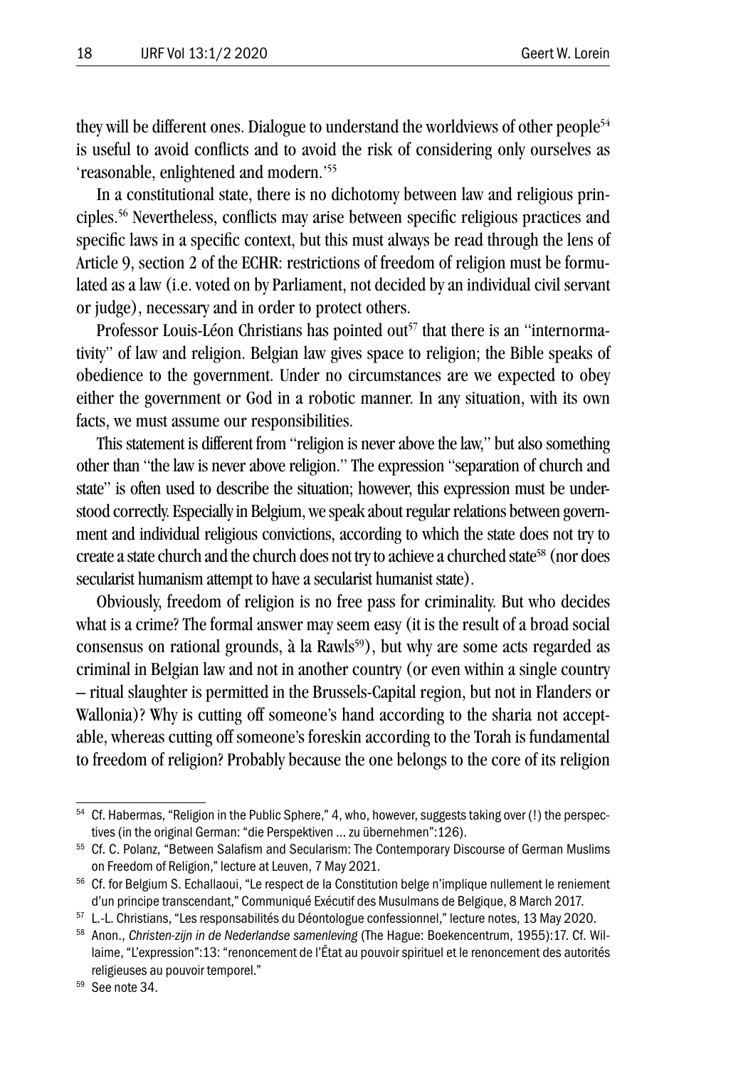they will be different ones. Dialogue to understand the worldviews of other people[54] is useful to avoid conflicts and to avoid the risk of considering only ourselves as 'reasonable, enlightened and modern.'[55]

In a constitutional state, there is no dichotomy between law and religious principles.[56] Nevertheless, conflicts may arise between specific religious practices and specific laws in a specific context, but this must always be read through the lens of Article 9, section 2 of the ECHR: restrictions of freedom of religion must be formulated as a law (i.e. voted on by Parliament, not decided by an individual civil servant or judge), necessary and in order to protect others.

Professor Louis-Léon Christians has pointed out[57] that there is an "internormativity" of law and religion. Belgian law gives space to religion; the Bible speaks of obedience to the government. Under no circumstances are we expected to obey either the government or God in a robotic manner. In any situation, with its own facts, we must assume our responsibilities.

This statement is different from "religion is never above the law," but also something other than "the law is never above religion." The expression "separation of church and state" is often used to describe the situation; however, this expression must be understood correctly. Especially in Belgium, we speak about regular relations between government and individual religious convictions, according to which the state does not try to create a state church and the church does not try to achieve a churched state[58] (nor does secularist humanism attempt to have a secularist humanist state).

Obviously, freedom of religion is no free pass for criminality. But who decides what is a crime? The formal answer may seem easy (it is the result of a broad social consensus on rational grounds, à la Rawls[59]), but why are some acts regarded as criminal in Belgian law and not in another country (or even within a single country – ritual slaughter is permitted in the Brussels-Capital region, but not in Flanders or Wallonia)? Why is cutting off someone's hand according to the sharia not acceptable, whereas cutting off someone's foreskin according to the Torah is fundamental to freedom of religion? Probably because the one belongs to the core of its religion

---

[54] Cf. Habermas, "Religion in the Public Sphere," 4, who, however, suggests taking over (!) the perspectives (in the original German: "die Perspektiven … zu übernehmen":126).

[55] Cf. C. Polanz, "Between Salafism and Secularism: The Contemporary Discourse of German Muslims on Freedom of Religion," lecture at Leuven, 7 May 2021.

[56] Cf. for Belgium S. Echallaoui, "Le respect de la Constitution belge n'implique nullement le reniement d'un principe transcendant," Communiqué Exécutif des Musulmans de Belgique, 8 March 2017.

[57] L.-L. Christians, "Les responsabilités du Déontologue confessionnel," lecture notes, 13 May 2020.

[58] Anon., *Christen-zijn in de Nederlandse samenleving* (The Hague: Boekencentrum, 1955):17. Cf. Willaime, "L'expression":13: "renoncement de l'État au pouvoir spirituel et le renoncement des autorités religieuses au pouvoir temporel."

[59] See note 34.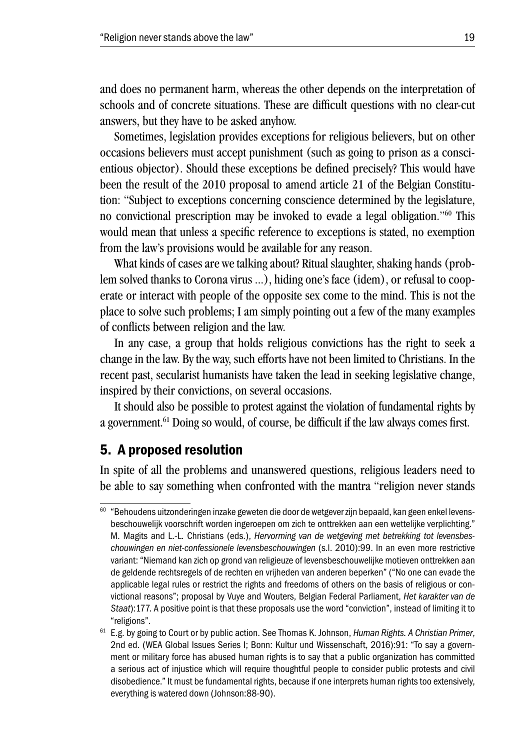and does no permanent harm, whereas the other depends on the interpretation of schools and of concrete situations. These are difficult questions with no clear-cut answers, but they have to be asked anyhow.

Sometimes, legislation provides exceptions for religious believers, but on other occasions believers must accept punishment (such as going to prison as a conscientious objector). Should these exceptions be defined precisely? This would have been the result of the 2010 proposal to amend article 21 of the Belgian Constitution: "Subject to exceptions concerning conscience determined by the legislature, no convictional prescription may be invoked to evade a legal obligation."[60] This would mean that unless a specific reference to exceptions is stated, no exemption from the law's provisions would be available for any reason.

What kinds of cases are we talking about? Ritual slaughter, shaking hands (problem solved thanks to Corona virus ...), hiding one's face (idem), or refusal to cooperate or interact with people of the opposite sex come to the mind. This is not the place to solve such problems; I am simply pointing out a few of the many examples of conflicts between religion and the law.

In any case, a group that holds religious convictions has the right to seek a change in the law. By the way, such efforts have not been limited to Christians. In the recent past, secularist humanists have taken the lead in seeking legislative change, inspired by their convictions, on several occasions.

It should also be possible to protest against the violation of fundamental rights by a government.[61] Doing so would, of course, be difficult if the law always comes first.

## 5. A proposed resolution

In spite of all the problems and unanswered questions, religious leaders need to be able to say something when confronted with the mantra "religion never stands

---

[60] "Behoudens uitzonderingen inzake geweten die door de wetgever zijn bepaald, kan geen enkel levensbeschouwelijk voorschrift worden ingeroepen om zich te onttrekken aan een wettelijke verplichting." M. Magits and L.-L. Christians (eds.), *Hervorming van de wetgeving met betrekking tot levensbeschouwingen en niet-confessionele levensbeschouwingen* (s.l. 2010):99. In an even more restrictive variant: "Niemand kan zich op grond van religieuze of levensbeschouwelijke motieven onttrekken aan de geldende rechtsregels of de rechten en vrijheden van anderen beperken" ("No one can evade the applicable legal rules or restrict the rights and freedoms of others on the basis of religious or convictional reasons"; proposal by Vuye and Wouters, Belgian Federal Parliament, *Het karakter van de Staat*):177. A positive point is that these proposals use the word "conviction", instead of limiting it to "religions".

[61] E.g. by going to Court or by public action. See Thomas K. Johnson, *Human Rights. A Christian Primer*, 2nd ed. (WEA Global Issues Series I; Bonn: Kultur und Wissenschaft, 2016):91: "To say a government or military force has abused human rights is to say that a public organization has committed a serious act of injustice which will require thoughtful people to consider public protests and civil disobedience." It must be fundamental rights, because if one interprets human rights too extensively, everything is watered down (Johnson:88-90).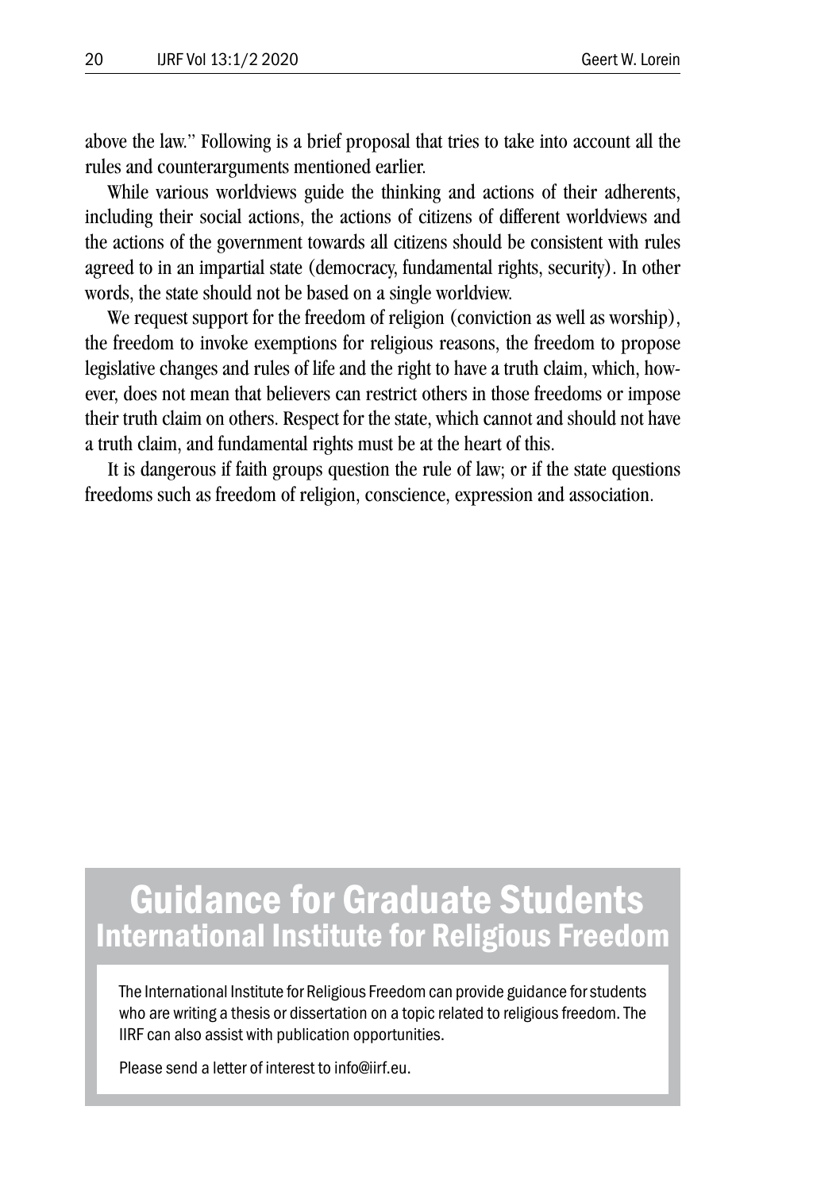above the law." Following is a brief proposal that tries to take into account all the rules and counterarguments mentioned earlier.

While various worldviews guide the thinking and actions of their adherents, including their social actions, the actions of citizens of different worldviews and the actions of the government towards all citizens should be consistent with rules agreed to in an impartial state (democracy, fundamental rights, security). In other words, the state should not be based on a single worldview.

We request support for the freedom of religion (conviction as well as worship), the freedom to invoke exemptions for religious reasons, the freedom to propose legislative changes and rules of life and the right to have a truth claim, which, however, does not mean that believers can restrict others in those freedoms or impose their truth claim on others. Respect for the state, which cannot and should not have a truth claim, and fundamental rights must be at the heart of this.

It is dangerous if faith groups question the rule of law; or if the state questions freedoms such as freedom of religion, conscience, expression and association.

## Guidance for Graduate Students
### International Institute for Religious Freedom

The International Institute for Religious Freedom can provide guidance for students who are writing a thesis or dissertation on a topic related to religious freedom. The IIRF can also assist with publication opportunities.

Please send a letter of interest to info@iirf.eu.